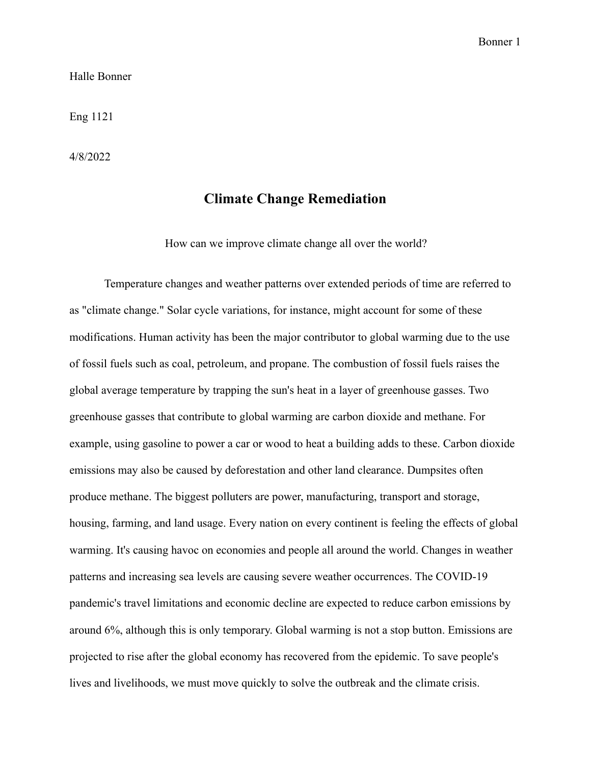Halle Bonner

Eng 1121

4/8/2022

# Climate Change Remediation

How can we improve climate change all over the world?

Temperature changes and weather patterns over extended periods of time are referred to as "climate change." Solar cycle variations, for instance, might account for some of these modifications. Human activity has been the major contributor to global warming due to the use of fossil fuels such as coal, petroleum, and propane. The combustion of fossil fuels raises the global average temperature by trapping the sun's heat in a layer of greenhouse gasses. Two greenhouse gasses that contribute to global warming are carbon dioxide and methane. For example, using gasoline to power a car or wood to heat a building adds to these. Carbon dioxide emissions may also be caused by deforestation and other land clearance. Dumpsites often produce methane. The biggest polluters are power, manufacturing, transport and storage, housing, farming, and land usage. Every nation on every continent is feeling the effects of global warming. It's causing havoc on economies and people all around the world. Changes in weather patterns and increasing sea levels are causing severe weather occurrences. The COVID-19 pandemic's travel limitations and economic decline are expected to reduce carbon emissions by around 6%, although this is only temporary. Global warming is not a stop button. Emissions are projected to rise after the global economy has recovered from the epidemic. To save people's lives and livelihoods, we must move quickly to solve the outbreak and the climate crisis.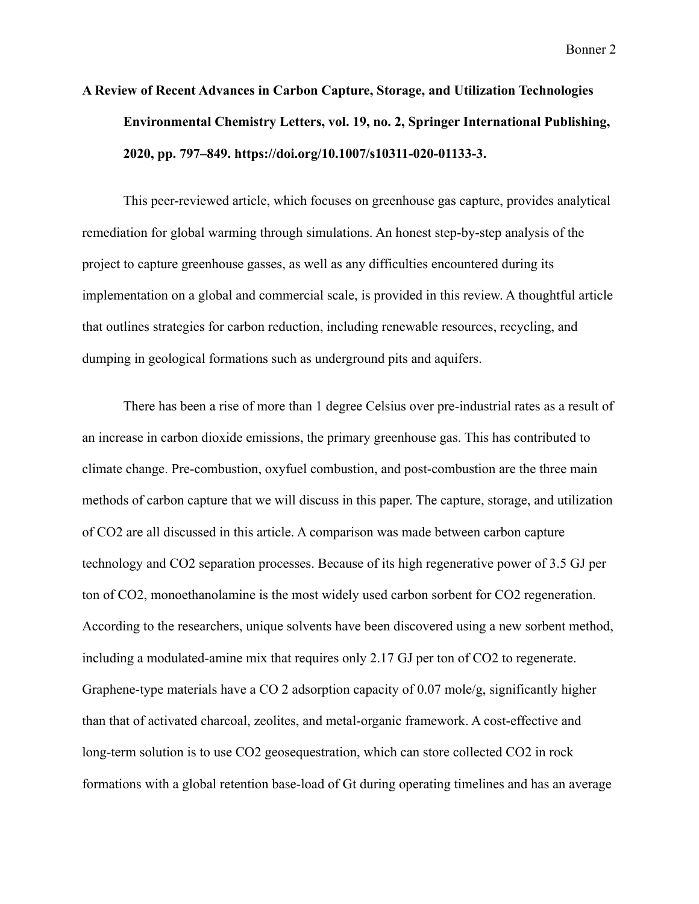**A Review of Recent Advances in Carbon Capture, Storage, and Utilization Technologies Environmental Chemistry Letters, vol. 19, no. 2, Springer International Publishing, 2020, pp. 797–849. https://doi.org/10.1007/s10311-020-01133-3.**

This peer-reviewed article, which focuses on greenhouse gas capture, provides analytical remediation for global warming through simulations. An honest step-by-step analysis of the project to capture greenhouse gasses, as well as any difficulties encountered during its implementation on a global and commercial scale, is provided in this review. A thoughtful article that outlines strategies for carbon reduction, including renewable resources, recycling, and dumping in geological formations such as underground pits and aquifers.

There has been a rise of more than 1 degree Celsius over pre-industrial rates as a result of an increase in carbon dioxide emissions, the primary greenhouse gas. This has contributed to climate change. Pre-combustion, oxyfuel combustion, and post-combustion are the three main methods of carbon capture that we will discuss in this paper. The capture, storage, and utilization of $CO_2$ are all discussed in this article. A comparison was made between carbon capture technology and $CO_2$ separation processes. Because of its high regenerative power of 3.5 GJ per ton of $CO_2$, monoethanolamine is the most widely used carbon sorbent for $CO_2$ regeneration. According to the researchers, unique solvents have been discovered using a new sorbent method, including a modulated-amine mix that requires only 2.17 GJ per ton of $CO_2$ to regenerate. Graphene-type materials have a $CO_2$ adsorption capacity of 0.07 mole/g, significantly higher than that of activated charcoal, zeolites, and metal-organic framework. A cost-effective and long-term solution is to use $CO_2$ geosequestration, which can store collected $CO_2$ in rock formations with a global retention base-load of Gt during operating timelines and has an average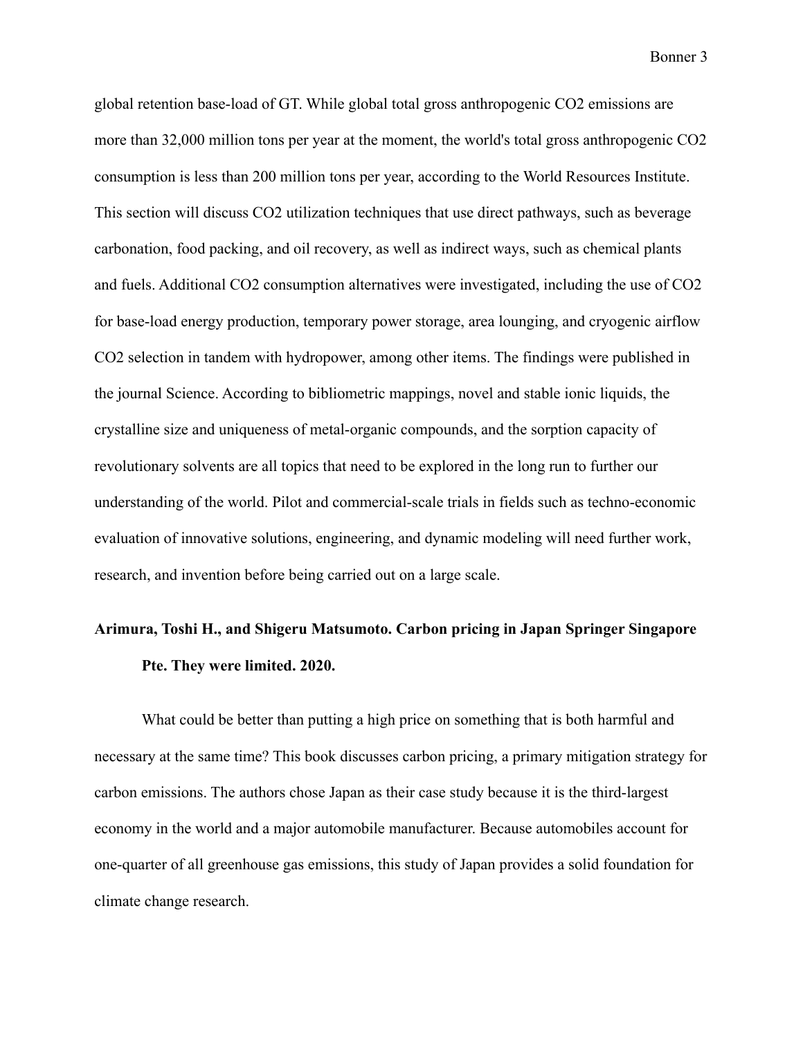global retention base-load of GT. While global total gross anthropogenic $CO_2$ emissions are more than 32,000 million tons per year at the moment, the world's total gross anthropogenic $CO_2$ consumption is less than 200 million tons per year, according to the World Resources Institute. This section will discuss $CO_2$ utilization techniques that use direct pathways, such as beverage carbonation, food packing, and oil recovery, as well as indirect ways, such as chemical plants and fuels. Additional $CO_2$ consumption alternatives were investigated, including the use of $CO_2$ for base-load energy production, temporary power storage, area lounging, and cryogenic airflow $CO_2$ selection in tandem with hydropower, among other items. The findings were published in the journal Science. According to bibliometric mappings, novel and stable ionic liquids, the crystalline size and uniqueness of metal-organic compounds, and the sorption capacity of revolutionary solvents are all topics that need to be explored in the long run to further our understanding of the world. Pilot and commercial-scale trials in fields such as techno-economic evaluation of innovative solutions, engineering, and dynamic modeling will need further work, research, and invention before being carried out on a large scale.

**Arimura, Toshi H., and Shigeru Matsumoto. Carbon pricing in Japan Springer Singapore Pte. They were limited. 2020.**

What could be better than putting a high price on something that is both harmful and necessary at the same time? This book discusses carbon pricing, a primary mitigation strategy for carbon emissions. The authors chose Japan as their case study because it is the third-largest economy in the world and a major automobile manufacturer. Because automobiles account for one-quarter of all greenhouse gas emissions, this study of Japan provides a solid foundation for climate change research.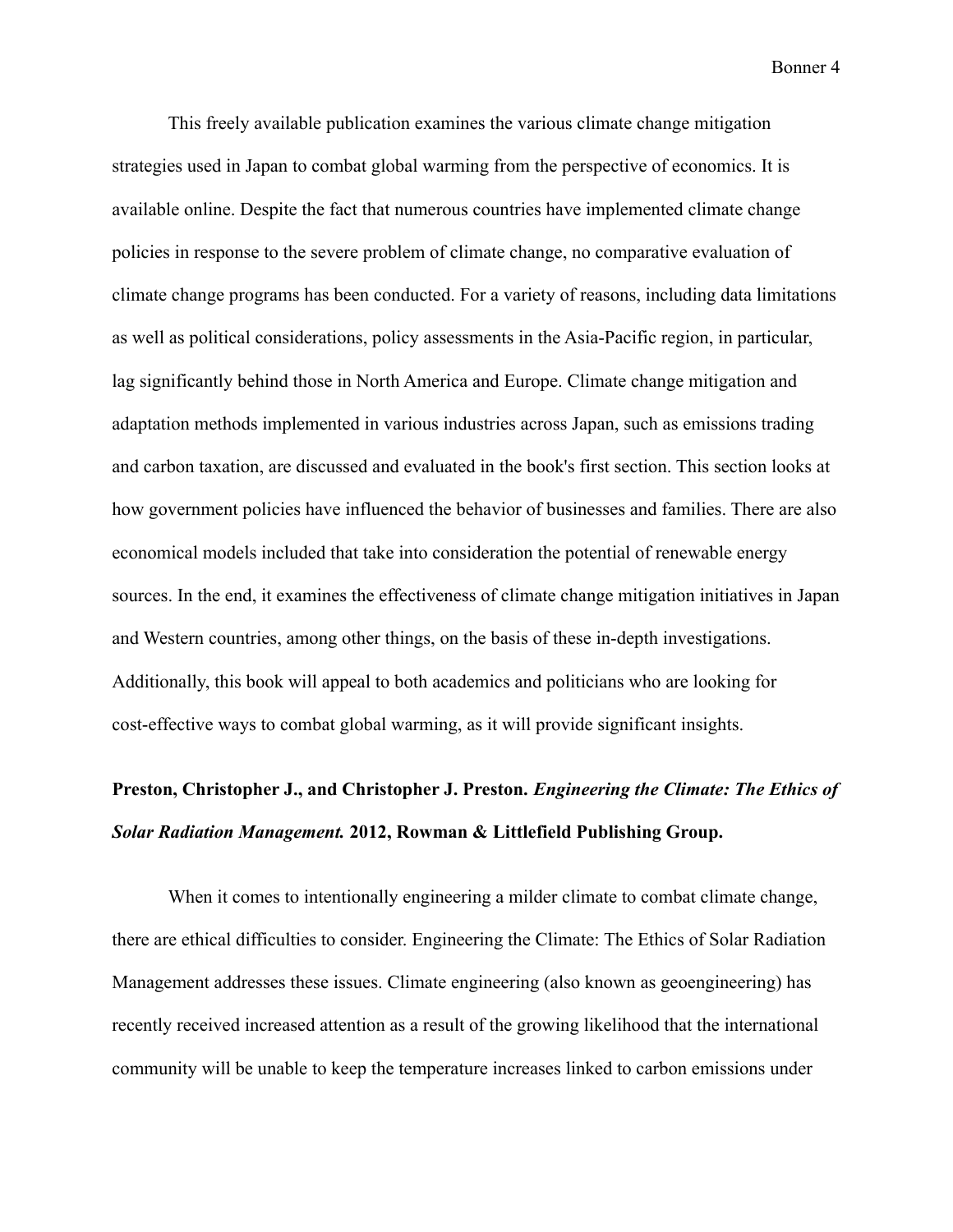This freely available publication examines the various climate change mitigation strategies used in Japan to combat global warming from the perspective of economics. It is available online. Despite the fact that numerous countries have implemented climate change policies in response to the severe problem of climate change, no comparative evaluation of climate change programs has been conducted. For a variety of reasons, including data limitations as well as political considerations, policy assessments in the Asia-Pacific region, in particular, lag significantly behind those in North America and Europe. Climate change mitigation and adaptation methods implemented in various industries across Japan, such as emissions trading and carbon taxation, are discussed and evaluated in the book's first section. This section looks at how government policies have influenced the behavior of businesses and families. There are also economical models included that take into consideration the potential of renewable energy sources. In the end, it examines the effectiveness of climate change mitigation initiatives in Japan and Western countries, among other things, on the basis of these in-depth investigations. Additionally, this book will appeal to both academics and politicians who are looking for cost-effective ways to combat global warming, as it will provide significant insights.

**Preston, Christopher J., and Christopher J. Preston. *Engineering the Climate: The Ethics of Solar Radiation Management.* 2012, Rowman & Littlefield Publishing Group.**

When it comes to intentionally engineering a milder climate to combat climate change, there are ethical difficulties to consider. Engineering the Climate: The Ethics of Solar Radiation Management addresses these issues. Climate engineering (also known as geoengineering) has recently received increased attention as a result of the growing likelihood that the international community will be unable to keep the temperature increases linked to carbon emissions under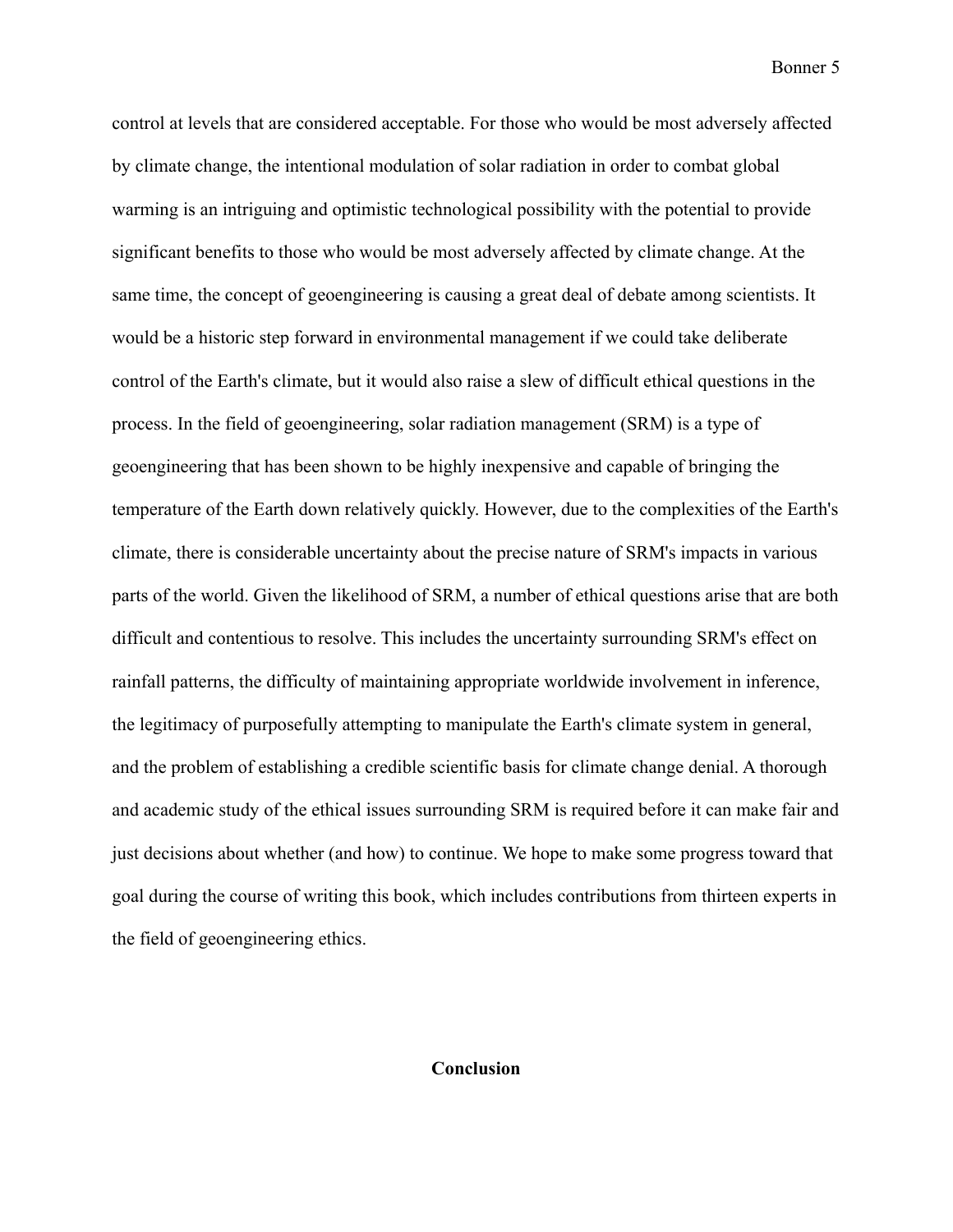control at levels that are considered acceptable. For those who would be most adversely affected by climate change, the intentional modulation of solar radiation in order to combat global warming is an intriguing and optimistic technological possibility with the potential to provide significant benefits to those who would be most adversely affected by climate change. At the same time, the concept of geoengineering is causing a great deal of debate among scientists. It would be a historic step forward in environmental management if we could take deliberate control of the Earth's climate, but it would also raise a slew of difficult ethical questions in the process. In the field of geoengineering, solar radiation management (SRM) is a type of geoengineering that has been shown to be highly inexpensive and capable of bringing the temperature of the Earth down relatively quickly. However, due to the complexities of the Earth's climate, there is considerable uncertainty about the precise nature of SRM's impacts in various parts of the world. Given the likelihood of SRM, a number of ethical questions arise that are both difficult and contentious to resolve. This includes the uncertainty surrounding SRM's effect on rainfall patterns, the difficulty of maintaining appropriate worldwide involvement in inference, the legitimacy of purposefully attempting to manipulate the Earth's climate system in general, and the problem of establishing a credible scientific basis for climate change denial. A thorough and academic study of the ethical issues surrounding SRM is required before it can make fair and just decisions about whether (and how) to continue. We hope to make some progress toward that goal during the course of writing this book, which includes contributions from thirteen experts in the field of geoengineering ethics.

## Conclusion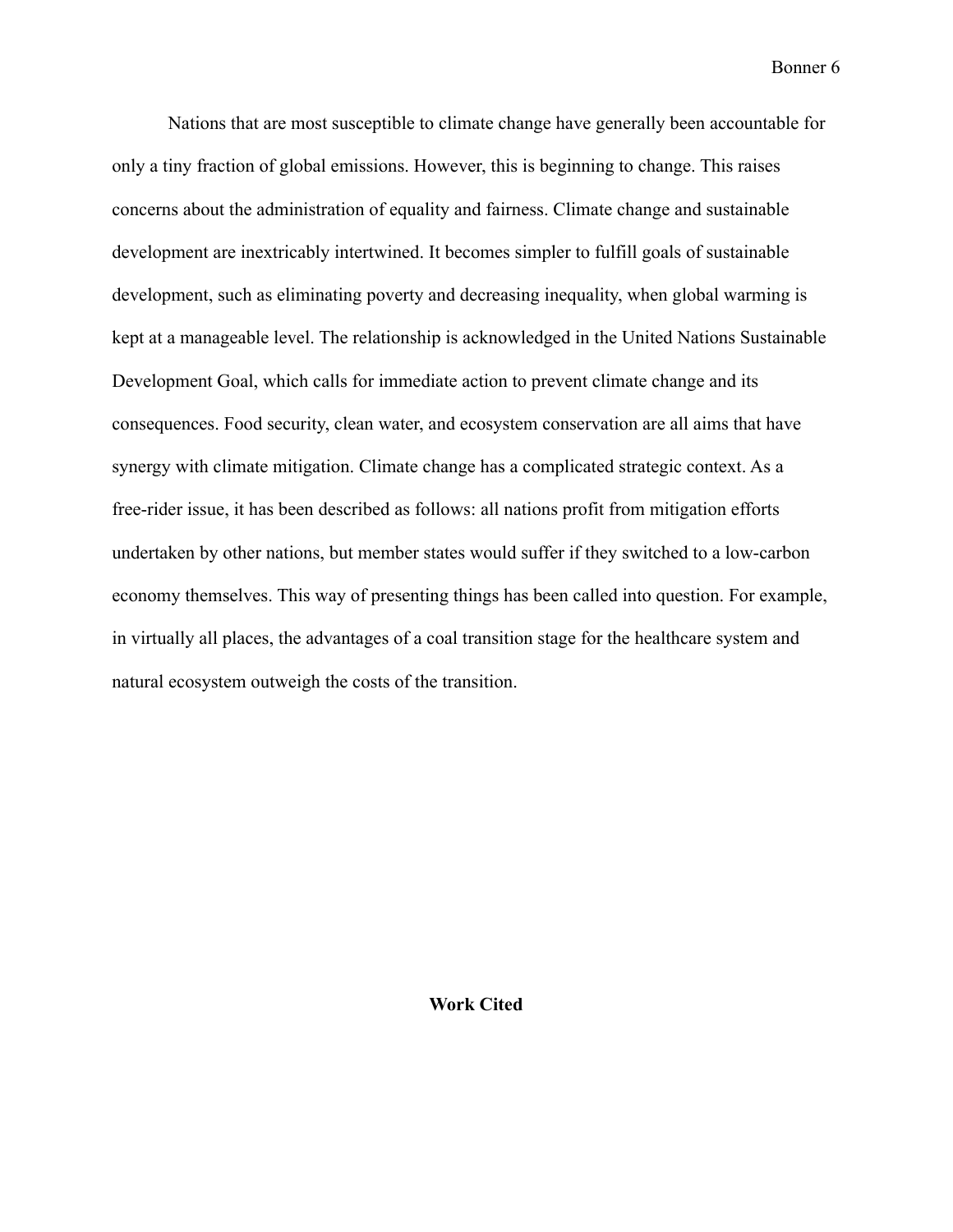Nations that are most susceptible to climate change have generally been accountable for only a tiny fraction of global emissions. However, this is beginning to change. This raises concerns about the administration of equality and fairness. Climate change and sustainable development are inextricably intertwined. It becomes simpler to fulfill goals of sustainable development, such as eliminating poverty and decreasing inequality, when global warming is kept at a manageable level. The relationship is acknowledged in the United Nations Sustainable Development Goal, which calls for immediate action to prevent climate change and its consequences. Food security, clean water, and ecosystem conservation are all aims that have synergy with climate mitigation. Climate change has a complicated strategic context. As a free-rider issue, it has been described as follows: all nations profit from mitigation efforts undertaken by other nations, but member states would suffer if they switched to a low-carbon economy themselves. This way of presenting things has been called into question. For example, in virtually all places, the advantages of a coal transition stage for the healthcare system and natural ecosystem outweigh the costs of the transition.

## **Work Cited**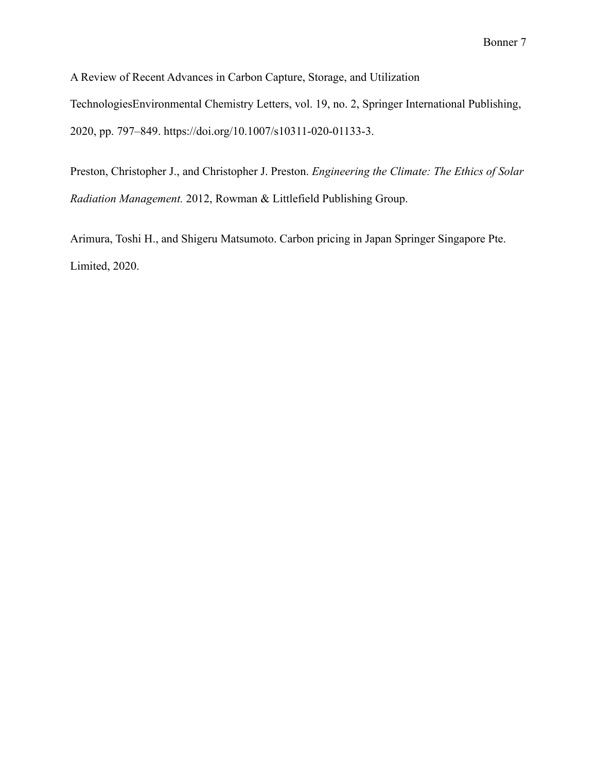A Review of Recent Advances in Carbon Capture, Storage, and Utilization TechnologiesEnvironmental Chemistry Letters, vol. 19, no. 2, Springer International Publishing, 2020, pp. 797–849. https://doi.org/10.1007/s10311-020-01133-3.

Preston, Christopher J., and Christopher J. Preston. *Engineering the Climate: The Ethics of Solar Radiation Management.* 2012, Rowman & Littlefield Publishing Group.

Arimura, Toshi H., and Shigeru Matsumoto. Carbon pricing in Japan Springer Singapore Pte. Limited, 2020.